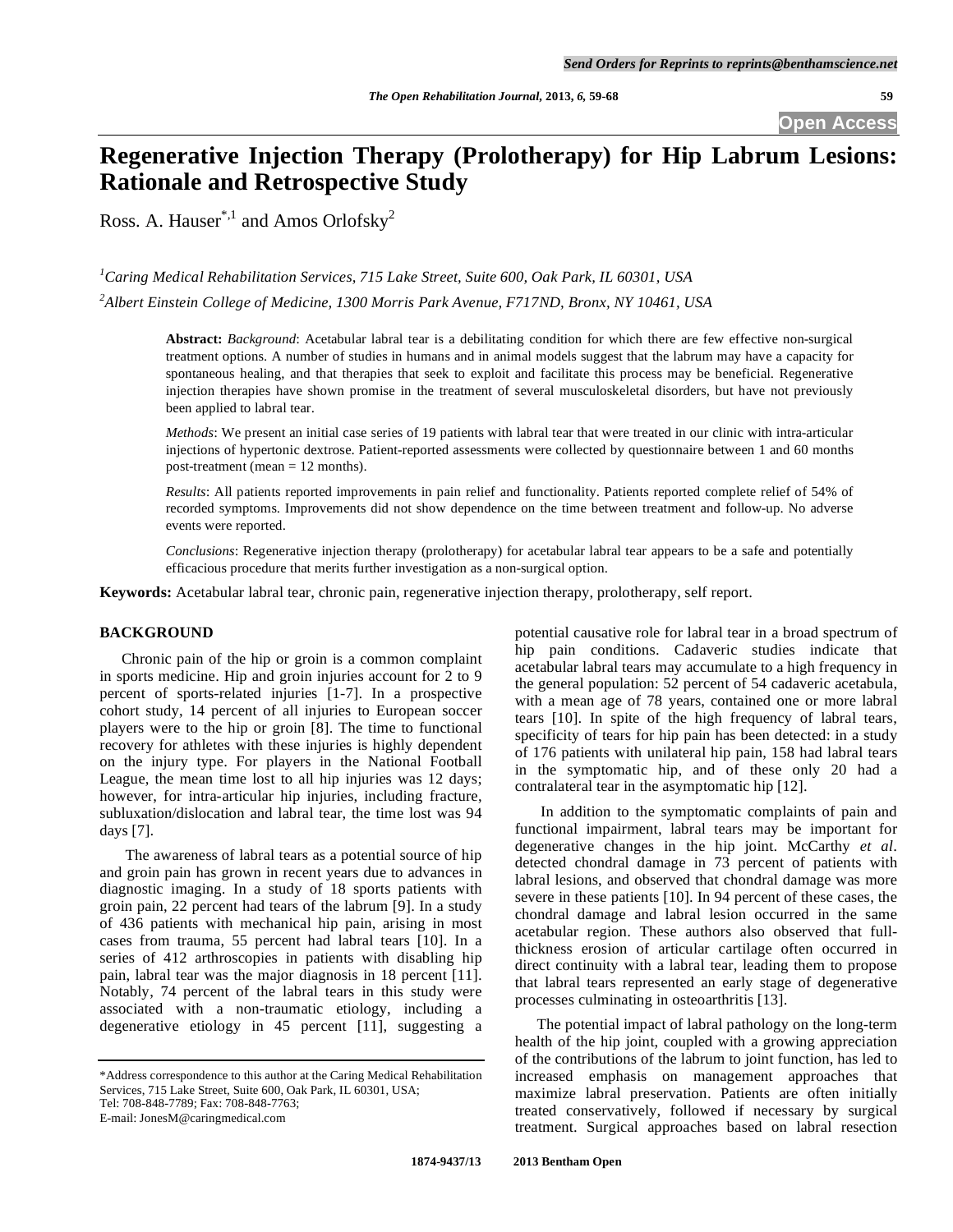# Regenerative Injection Therapy (Prolotherapy) for Hip Labrum Lesions: Rationale and Retrospective Study

Ross. A. Hauser[*,1] and Amos Orlofsky[2]

[1]*Caring Medical Rehabilitation Services, 715 Lake Street, Suite 600, Oak Park, IL 60301, USA*

[2]*Albert Einstein College of Medicine, 1300 Morris Park Avenue, F717ND, Bronx, NY 10461, USA*

**Abstract:** *Background*: Acetabular labral tear is a debilitating condition for which there are few effective non-surgical treatment options. A number of studies in humans and in animal models suggest that the labrum may have a capacity for spontaneous healing, and that therapies that seek to exploit and facilitate this process may be beneficial. Regenerative injection therapies have shown promise in the treatment of several musculoskeletal disorders, but have not previously been applied to labral tear.

*Methods*: We present an initial case series of 19 patients with labral tear that were treated in our clinic with intra-articular injections of hypertonic dextrose. Patient-reported assessments were collected by questionnaire between 1 and 60 months post-treatment (mean = 12 months).

*Results*: All patients reported improvements in pain relief and functionality. Patients reported complete relief of 54% of recorded symptoms. Improvements did not show dependence on the time between treatment and follow-up. No adverse events were reported.

*Conclusions*: Regenerative injection therapy (prolotherapy) for acetabular labral tear appears to be a safe and potentially efficacious procedure that merits further investigation as a non-surgical option.

**Keywords:** Acetabular labral tear, chronic pain, regenerative injection therapy, prolotherapy, self report.

## BACKGROUND

Chronic pain of the hip or groin is a common complaint in sports medicine. Hip and groin injuries account for 2 to 9 percent of sports-related injuries [1-7]. In a prospective cohort study, 14 percent of all injuries to European soccer players were to the hip or groin [8]. The time to functional recovery for athletes with these injuries is highly dependent on the injury type. For players in the National Football League, the mean time lost to all hip injuries was 12 days; however, for intra-articular hip injuries, including fracture, subluxation/dislocation and labral tear, the time lost was 94 days [7].

The awareness of labral tears as a potential source of hip and groin pain has grown in recent years due to advances in diagnostic imaging. In a study of 18 sports patients with groin pain, 22 percent had tears of the labrum [9]. In a study of 436 patients with mechanical hip pain, arising in most cases from trauma, 55 percent had labral tears [10]. In a series of 412 arthroscopies in patients with disabling hip pain, labral tear was the major diagnosis in 18 percent [11]. Notably, 74 percent of the labral tears in this study were associated with a non-traumatic etiology, including a degenerative etiology in 45 percent [11], suggesting a potential causative role for labral tear in a broad spectrum of hip pain conditions. Cadaveric studies indicate that acetabular labral tears may accumulate to a high frequency in the general population: 52 percent of 54 cadaveric acetabula, with a mean age of 78 years, contained one or more labral tears [10]. In spite of the high frequency of labral tears, specificity of tears for hip pain has been detected: in a study of 176 patients with unilateral hip pain, 158 had labral tears in the symptomatic hip, and of these only 20 had a contralateral tear in the asymptomatic hip [12].

In addition to the symptomatic complaints of pain and functional impairment, labral tears may be important for degenerative changes in the hip joint. McCarthy *et al*. detected chondral damage in 73 percent of patients with labral lesions, and observed that chondral damage was more severe in these patients [10]. In 94 percent of these cases, the chondral damage and labral lesion occurred in the same acetabular region. These authors also observed that full-thickness erosion of articular cartilage often occurred in direct continuity with a labral tear, leading them to propose that labral tears represented an early stage of degenerative processes culminating in osteoarthritis [13].

The potential impact of labral pathology on the long-term health of the hip joint, coupled with a growing appreciation of the contributions of the labrum to joint function, has led to increased emphasis on management approaches that maximize labral preservation. Patients are often initially treated conservatively, followed if necessary by surgical treatment. Surgical approaches based on labral resection

*Address correspondence to this author at the Caring Medical Rehabilitation Services, 715 Lake Street, Suite 600, Oak Park, IL 60301, USA; Tel: 708-848-7789; Fax: 708-848-7763; E-mail: JonesM@caringmedical.com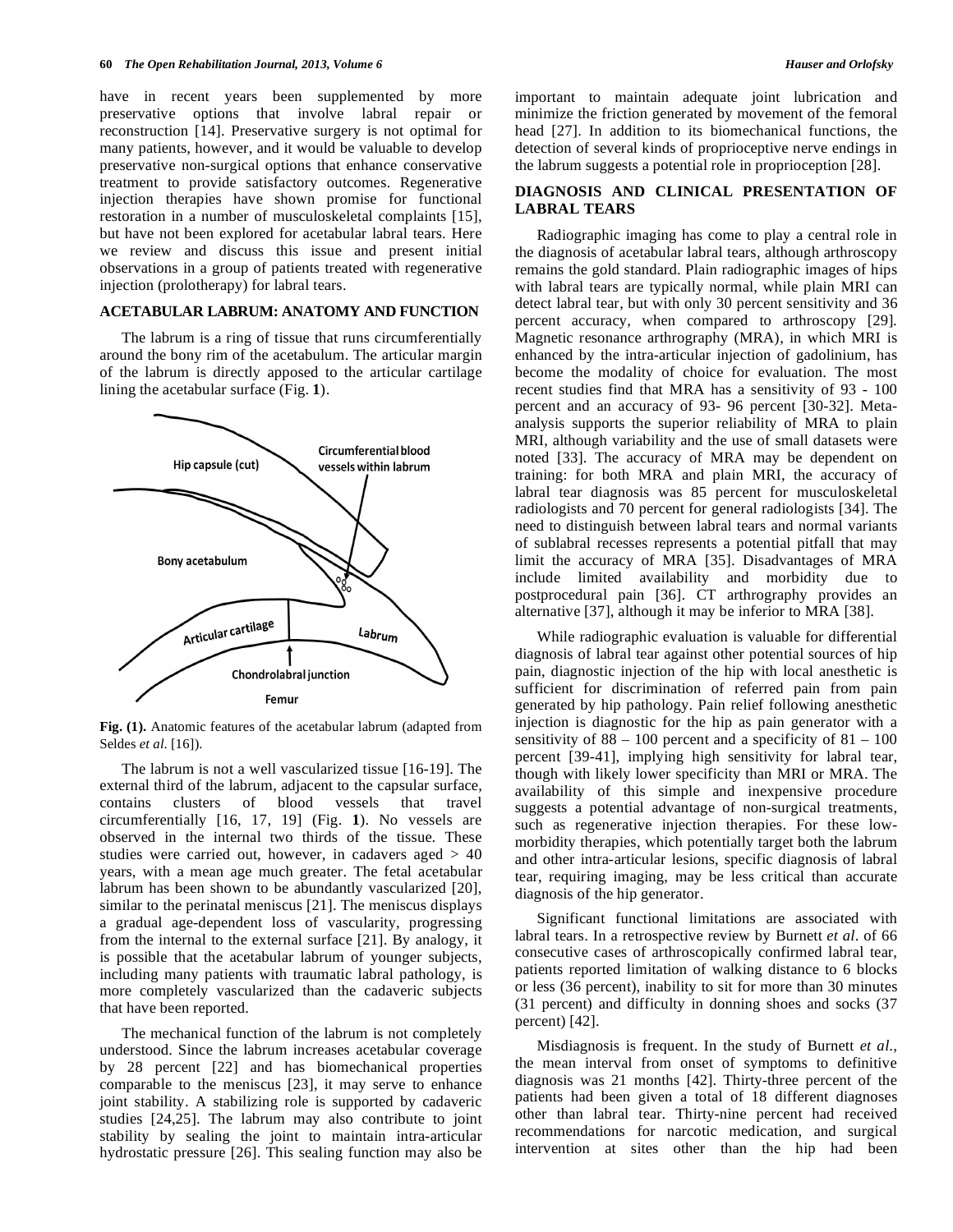have in recent years been supplemented by more preservative options that involve labral repair or reconstruction [14]. Preservative surgery is not optimal for many patients, however, and it would be valuable to develop preservative non-surgical options that enhance conservative treatment to provide satisfactory outcomes. Regenerative injection therapies have shown promise for functional restoration in a number of musculoskeletal complaints [15], but have not been explored for acetabular labral tears. Here we review and discuss this issue and present initial observations in a group of patients treated with regenerative injection (prolotherapy) for labral tears.

## ACETABULAR LABRUM: ANATOMY AND FUNCTION

The labrum is a ring of tissue that runs circumferentially around the bony rim of the acetabulum. The articular margin of the labrum is directly apposed to the articular cartilage lining the acetabular surface (Fig. **1**).

**Fig. (1).** Anatomic features of the acetabular labrum (adapted from Seldes *et al.* [16]).

The labrum is not a well vascularized tissue [16-19]. The external third of the labrum, adjacent to the capsular surface, contains clusters of blood vessels that travel circumferentially [16, 17, 19] (Fig. **1**). No vessels are observed in the internal two thirds of the tissue. These studies were carried out, however, in cadavers aged > 40 years, with a mean age much greater. The fetal acetabular labrum has been shown to be abundantly vascularized [20], similar to the perinatal meniscus [21]. The meniscus displays a gradual age-dependent loss of vascularity, progressing from the internal to the external surface [21]. By analogy, it is possible that the acetabular labrum of younger subjects, including many patients with traumatic labral pathology, is more completely vascularized than the cadaveric subjects that have been reported.

The mechanical function of the labrum is not completely understood. Since the labrum increases acetabular coverage by 28 percent [22] and has biomechanical properties comparable to the meniscus [23], it may serve to enhance joint stability. A stabilizing role is supported by cadaveric studies [24,25]. The labrum may also contribute to joint stability by sealing the joint to maintain intra-articular hydrostatic pressure [26]. This sealing function may also be important to maintain adequate joint lubrication and minimize the friction generated by movement of the femoral head [27]. In addition to its biomechanical functions, the detection of several kinds of proprioceptive nerve endings in the labrum suggests a potential role in proprioception [28].

## DIAGNOSIS AND CLINICAL PRESENTATION OF LABRAL TEARS

Radiographic imaging has come to play a central role in the diagnosis of acetabular labral tears, although arthroscopy remains the gold standard. Plain radiographic images of hips with labral tears are typically normal, while plain MRI can detect labral tear, but with only 30 percent sensitivity and 36 percent accuracy, when compared to arthroscopy [29]. Magnetic resonance arthrography (MRA), in which MRI is enhanced by the intra-articular injection of gadolinium, has become the modality of choice for evaluation. The most recent studies find that MRA has a sensitivity of 93 - 100 percent and an accuracy of 93- 96 percent [30-32]. Meta-analysis supports the superior reliability of MRA to plain MRI, although variability and the use of small datasets were noted [33]. The accuracy of MRA may be dependent on training: for both MRA and plain MRI, the accuracy of labral tear diagnosis was 85 percent for musculoskeletal radiologists and 70 percent for general radiologists [34]. The need to distinguish between labral tears and normal variants of sublabral recesses represents a potential pitfall that may limit the accuracy of MRA [35]. Disadvantages of MRA include limited availability and morbidity due to postprocedural pain [36]. CT arthrography provides an alternative [37], although it may be inferior to MRA [38].

While radiographic evaluation is valuable for differential diagnosis of labral tear against other potential sources of hip pain, diagnostic injection of the hip with local anesthetic is sufficient for discrimination of referred pain from pain generated by hip pathology. Pain relief following anesthetic injection is diagnostic for the hip as pain generator with a sensitivity of 88 – 100 percent and a specificity of 81 – 100 percent [39-41], implying high sensitivity for labral tear, though with likely lower specificity than MRI or MRA. The availability of this simple and inexpensive procedure suggests a potential advantage of non-surgical treatments, such as regenerative injection therapies. For these low-morbidity therapies, which potentially target both the labrum and other intra-articular lesions, specific diagnosis of labral tear, requiring imaging, may be less critical than accurate diagnosis of the hip generator.

Significant functional limitations are associated with labral tears. In a retrospective review by Burnett *et al*. of 66 consecutive cases of arthroscopically confirmed labral tear, patients reported limitation of walking distance to 6 blocks or less (36 percent), inability to sit for more than 30 minutes (31 percent) and difficulty in donning shoes and socks (37 percent) [42].

Misdiagnosis is frequent. In the study of Burnett *et al.*, the mean interval from onset of symptoms to definitive diagnosis was 21 months [42]. Thirty-three percent of the patients had been given a total of 18 different diagnoses other than labral tear. Thirty-nine percent had received recommendations for narcotic medication, and surgical intervention at sites other than the hip had been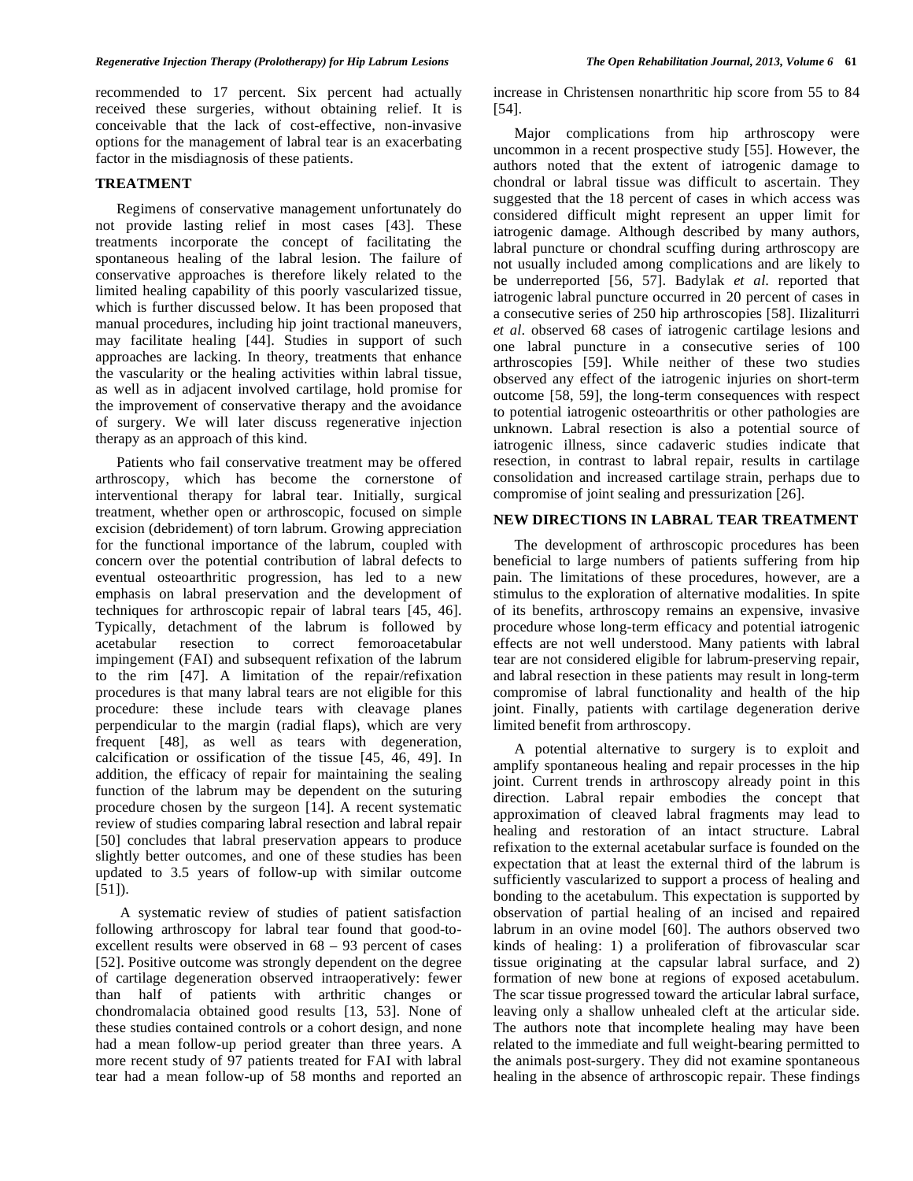recommended to 17 percent. Six percent had actually received these surgeries, without obtaining relief. It is conceivable that the lack of cost-effective, non-invasive options for the management of labral tear is an exacerbating factor in the misdiagnosis of these patients.

## TREATMENT

Regimens of conservative management unfortunately do not provide lasting relief in most cases [43]. These treatments incorporate the concept of facilitating the spontaneous healing of the labral lesion. The failure of conservative approaches is therefore likely related to the limited healing capability of this poorly vascularized tissue, which is further discussed below. It has been proposed that manual procedures, including hip joint tractional maneuvers, may facilitate healing [44]. Studies in support of such approaches are lacking. In theory, treatments that enhance the vascularity or the healing activities within labral tissue, as well as in adjacent involved cartilage, hold promise for the improvement of conservative therapy and the avoidance of surgery. We will later discuss regenerative injection therapy as an approach of this kind.

Patients who fail conservative treatment may be offered arthroscopy, which has become the cornerstone of interventional therapy for labral tear. Initially, surgical treatment, whether open or arthroscopic, focused on simple excision (debridement) of torn labrum. Growing appreciation for the functional importance of the labrum, coupled with concern over the potential contribution of labral defects to eventual osteoarthritic progression, has led to a new emphasis on labral preservation and the development of techniques for arthroscopic repair of labral tears [45, 46]. Typically, detachment of the labrum is followed by acetabular resection to correct femoroacetabular impingement (FAI) and subsequent refixation of the labrum to the rim [47]. A limitation of the repair/refixation procedures is that many labral tears are not eligible for this procedure: these include tears with cleavage planes perpendicular to the margin (radial flaps), which are very frequent [48], as well as tears with degeneration, calcification or ossification of the tissue [45, 46, 49]. In addition, the efficacy of repair for maintaining the sealing function of the labrum may be dependent on the suturing procedure chosen by the surgeon [14]. A recent systematic review of studies comparing labral resection and labral repair [50] concludes that labral preservation appears to produce slightly better outcomes, and one of these studies has been updated to 3.5 years of follow-up with similar outcome [51]).

A systematic review of studies of patient satisfaction following arthroscopy for labral tear found that good-to-excellent results were observed in 68 – 93 percent of cases [52]. Positive outcome was strongly dependent on the degree of cartilage degeneration observed intraoperatively: fewer than half of patients with arthritic changes or chondromalacia obtained good results [13, 53]. None of these studies contained controls or a cohort design, and none had a mean follow-up period greater than three years. A more recent study of 97 patients treated for FAI with labral tear had a mean follow-up of 58 months and reported an increase in Christensen nonarthritic hip score from 55 to 84 [54].

Major complications from hip arthroscopy were uncommon in a recent prospective study [55]. However, the authors noted that the extent of iatrogenic damage to chondral or labral tissue was difficult to ascertain. They suggested that the 18 percent of cases in which access was considered difficult might represent an upper limit for iatrogenic damage. Although described by many authors, labral puncture or chondral scuffing during arthroscopy are not usually included among complications and are likely to be underreported [56, 57]. Badylak *et al*. reported that iatrogenic labral puncture occurred in 20 percent of cases in a consecutive series of 250 hip arthroscopies [58]. Ilizaliturri *et al*. observed 68 cases of iatrogenic cartilage lesions and one labral puncture in a consecutive series of 100 arthroscopies [59]. While neither of these two studies observed any effect of the iatrogenic injuries on short-term outcome [58, 59], the long-term consequences with respect to potential iatrogenic osteoarthritis or other pathologies are unknown. Labral resection is also a potential source of iatrogenic illness, since cadaveric studies indicate that resection, in contrast to labral repair, results in cartilage consolidation and increased cartilage strain, perhaps due to compromise of joint sealing and pressurization [26].

## NEW DIRECTIONS IN LABRAL TEAR TREATMENT

The development of arthroscopic procedures has been beneficial to large numbers of patients suffering from hip pain. The limitations of these procedures, however, are a stimulus to the exploration of alternative modalities. In spite of its benefits, arthroscopy remains an expensive, invasive procedure whose long-term efficacy and potential iatrogenic effects are not well understood. Many patients with labral tear are not considered eligible for labrum-preserving repair, and labral resection in these patients may result in long-term compromise of labral functionality and health of the hip joint. Finally, patients with cartilage degeneration derive limited benefit from arthroscopy.

A potential alternative to surgery is to exploit and amplify spontaneous healing and repair processes in the hip joint. Current trends in arthroscopy already point in this direction. Labral repair embodies the concept that approximation of cleaved labral fragments may lead to healing and restoration of an intact structure. Labral refixation to the external acetabular surface is founded on the expectation that at least the external third of the labrum is sufficiently vascularized to support a process of healing and bonding to the acetabulum. This expectation is supported by observation of partial healing of an incised and repaired labrum in an ovine model [60]. The authors observed two kinds of healing: 1) a proliferation of fibrovascular scar tissue originating at the capsular labral surface, and 2) formation of new bone at regions of exposed acetabulum. The scar tissue progressed toward the articular labral surface, leaving only a shallow unhealed cleft at the articular side. The authors note that incomplete healing may have been related to the immediate and full weight-bearing permitted to the animals post-surgery. They did not examine spontaneous healing in the absence of arthroscopic repair. These findings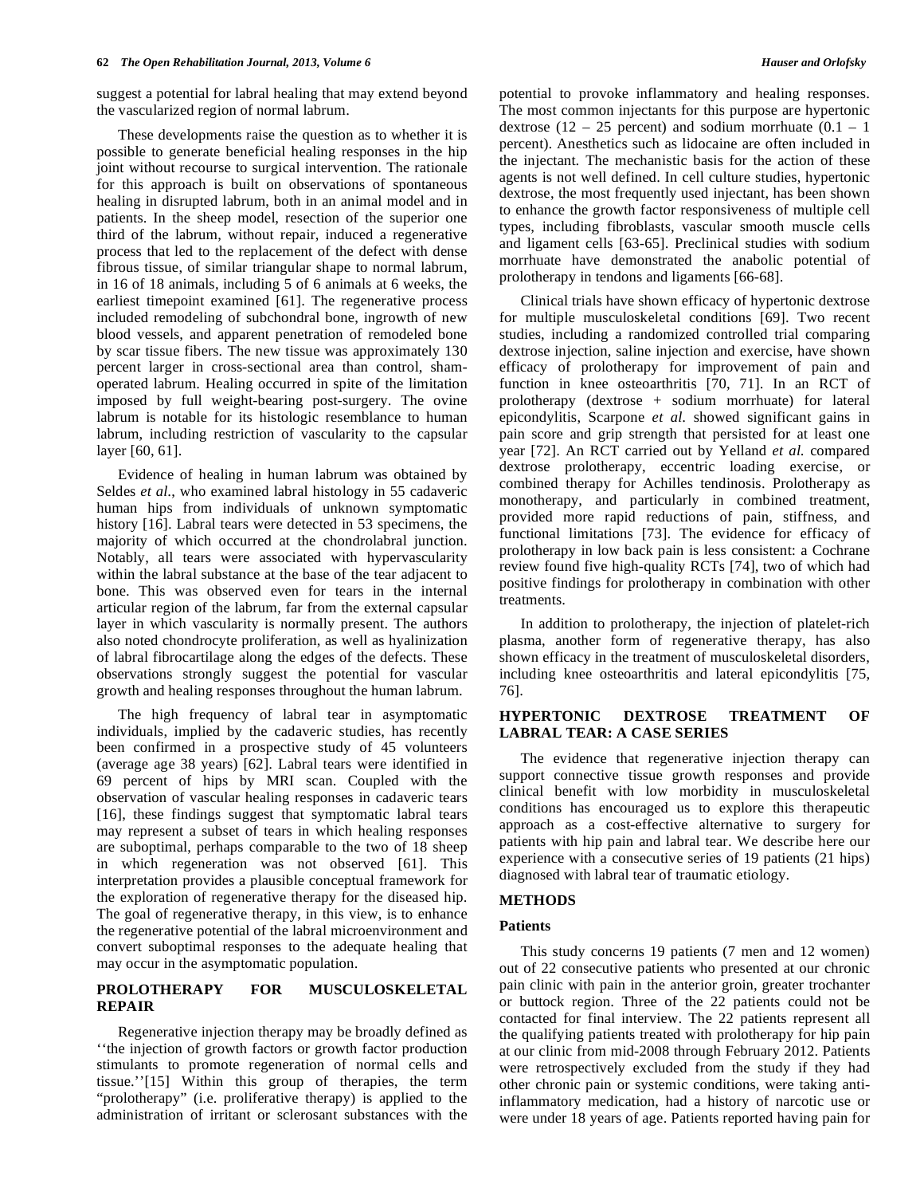suggest a potential for labral healing that may extend beyond the vascularized region of normal labrum.

These developments raise the question as to whether it is possible to generate beneficial healing responses in the hip joint without recourse to surgical intervention. The rationale for this approach is built on observations of spontaneous healing in disrupted labrum, both in an animal model and in patients. In the sheep model, resection of the superior one third of the labrum, without repair, induced a regenerative process that led to the replacement of the defect with dense fibrous tissue, of similar triangular shape to normal labrum, in 16 of 18 animals, including 5 of 6 animals at 6 weeks, the earliest timepoint examined [61]. The regenerative process included remodeling of subchondral bone, ingrowth of new blood vessels, and apparent penetration of remodeled bone by scar tissue fibers. The new tissue was approximately 130 percent larger in cross-sectional area than control, sham-operated labrum. Healing occurred in spite of the limitation imposed by full weight-bearing post-surgery. The ovine labrum is notable for its histologic resemblance to human labrum, including restriction of vascularity to the capsular layer [60, 61].

Evidence of healing in human labrum was obtained by Seldes *et al.*, who examined labral histology in 55 cadaveric human hips from individuals of unknown symptomatic history [16]. Labral tears were detected in 53 specimens, the majority of which occurred at the chondrolabral junction. Notably, all tears were associated with hypervascularity within the labral substance at the base of the tear adjacent to bone. This was observed even for tears in the internal articular region of the labrum, far from the external capsular layer in which vascularity is normally present. The authors also noted chondrocyte proliferation, as well as hyalinization of labral fibrocartilage along the edges of the defects. These observations strongly suggest the potential for vascular growth and healing responses throughout the human labrum.

The high frequency of labral tear in asymptomatic individuals, implied by the cadaveric studies, has recently been confirmed in a prospective study of 45 volunteers (average age 38 years) [62]. Labral tears were identified in 69 percent of hips by MRI scan. Coupled with the observation of vascular healing responses in cadaveric tears [16], these findings suggest that symptomatic labral tears may represent a subset of tears in which healing responses are suboptimal, perhaps comparable to the two of 18 sheep in which regeneration was not observed [61]. This interpretation provides a plausible conceptual framework for the exploration of regenerative therapy for the diseased hip. The goal of regenerative therapy, in this view, is to enhance the regenerative potential of the labral microenvironment and convert suboptimal responses to the adequate healing that may occur in the asymptomatic population.

## PROLOTHERAPY FOR MUSCULOSKELETAL REPAIR

Regenerative injection therapy may be broadly defined as ''the injection of growth factors or growth factor production stimulants to promote regeneration of normal cells and tissue.''[15] Within this group of therapies, the term "prolotherapy" (i.e. proliferative therapy) is applied to the administration of irritant or sclerosant substances with the potential to provoke inflammatory and healing responses. The most common injectants for this purpose are hypertonic dextrose (12 – 25 percent) and sodium morrhuate (0.1 – 1 percent). Anesthetics such as lidocaine are often included in the injectant. The mechanistic basis for the action of these agents is not well defined. In cell culture studies, hypertonic dextrose, the most frequently used injectant, has been shown to enhance the growth factor responsiveness of multiple cell types, including fibroblasts, vascular smooth muscle cells and ligament cells [63-65]. Preclinical studies with sodium morrhuate have demonstrated the anabolic potential of prolotherapy in tendons and ligaments [66-68].

Clinical trials have shown efficacy of hypertonic dextrose for multiple musculoskeletal conditions [69]. Two recent studies, including a randomized controlled trial comparing dextrose injection, saline injection and exercise, have shown efficacy of prolotherapy for improvement of pain and function in knee osteoarthritis [70, 71]. In an RCT of prolotherapy (dextrose + sodium morrhuate) for lateral epicondylitis, Scarpone *et al.* showed significant gains in pain score and grip strength that persisted for at least one year [72]. An RCT carried out by Yelland *et al.* compared dextrose prolotherapy, eccentric loading exercise, or combined therapy for Achilles tendinosis. Prolotherapy as monotherapy, and particularly in combined treatment, provided more rapid reductions of pain, stiffness, and functional limitations [73]. The evidence for efficacy of prolotherapy in low back pain is less consistent: a Cochrane review found five high-quality RCTs [74], two of which had positive findings for prolotherapy in combination with other treatments.

In addition to prolotherapy, the injection of platelet-rich plasma, another form of regenerative therapy, has also shown efficacy in the treatment of musculoskeletal disorders, including knee osteoarthritis and lateral epicondylitis [75, 76].

## HYPERTONIC DEXTROSE TREATMENT OF LABRAL TEAR: A CASE SERIES

The evidence that regenerative injection therapy can support connective tissue growth responses and provide clinical benefit with low morbidity in musculoskeletal conditions has encouraged us to explore this therapeutic approach as a cost-effective alternative to surgery for patients with hip pain and labral tear. We describe here our experience with a consecutive series of 19 patients (21 hips) diagnosed with labral tear of traumatic etiology.

## METHODS

### Patients

This study concerns 19 patients (7 men and 12 women) out of 22 consecutive patients who presented at our chronic pain clinic with pain in the anterior groin, greater trochanter or buttock region. Three of the 22 patients could not be contacted for final interview. The 22 patients represent all the qualifying patients treated with prolotherapy for hip pain at our clinic from mid-2008 through February 2012. Patients were retrospectively excluded from the study if they had other chronic pain or systemic conditions, were taking anti-inflammatory medication, had a history of narcotic use or were under 18 years of age. Patients reported having pain for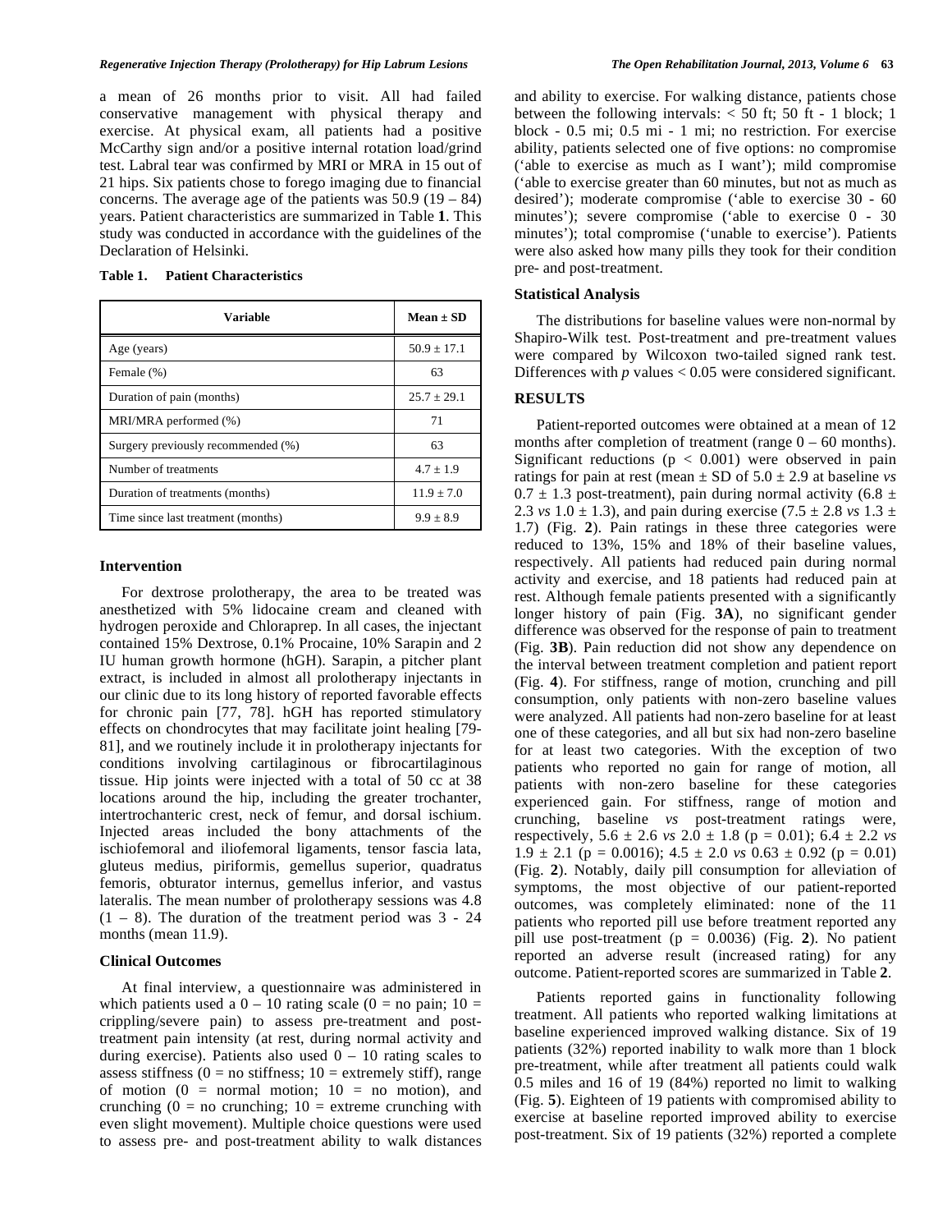a mean of 26 months prior to visit. All had failed conservative management with physical therapy and exercise. At physical exam, all patients had a positive McCarthy sign and/or a positive internal rotation load/grind test. Labral tear was confirmed by MRI or MRA in 15 out of 21 hips. Six patients chose to forego imaging due to financial concerns. The average age of the patients was 50.9 (19 – 84) years. Patient characteristics are summarized in Table **1**. This study was conducted in accordance with the guidelines of the Declaration of Helsinki.

**Table 1. Patient Characteristics**

| Variable | Mean ± SD |
|---|---|
| Age (years) | 50.9 ± 17.1 |
| Female (%) | 63 |
| Duration of pain (months) | 25.7 ± 29.1 |
| MRI/MRA performed (%) | 71 |
| Surgery previously recommended (%) | 63 |
| Number of treatments | 4.7 ± 1.9 |
| Duration of treatments (months) | 11.9 ± 7.0 |
| Time since last treatment (months) | 9.9 ± 8.9 |

### Intervention

For dextrose prolotherapy, the area to be treated was anesthetized with 5% lidocaine cream and cleaned with hydrogen peroxide and Chloraprep. In all cases, the injectant contained 15% Dextrose, 0.1% Procaine, 10% Sarapin and 2 IU human growth hormone (hGH). Sarapin, a pitcher plant extract, is included in almost all prolotherapy injectants in our clinic due to its long history of reported favorable effects for chronic pain [77, 78]. hGH has reported stimulatory effects on chondrocytes that may facilitate joint healing [79-81], and we routinely include it in prolotherapy injectants for conditions involving cartilaginous or fibrocartilaginous tissue. Hip joints were injected with a total of 50 cc at 38 locations around the hip, including the greater trochanter, intertrochanteric crest, neck of femur, and dorsal ischium. Injected areas included the bony attachments of the ischiofemoral and iliofemoral ligaments, tensor fascia lata, gluteus medius, piriformis, gemellus superior, quadratus femoris, obturator internus, gemellus inferior, and vastus lateralis. The mean number of prolotherapy sessions was 4.8 (1 – 8). The duration of the treatment period was 3 - 24 months (mean 11.9).

### Clinical Outcomes

At final interview, a questionnaire was administered in which patients used a 0 – 10 rating scale (0 = no pain; 10 = crippling/severe pain) to assess pre-treatment and post-treatment pain intensity (at rest, during normal activity and during exercise). Patients also used 0 – 10 rating scales to assess stiffness (0 = no stiffness; 10 = extremely stiff), range of motion (0 = normal motion; 10 = no motion), and crunching (0 = no crunching; 10 = extreme crunching with even slight movement). Multiple choice questions were used to assess pre- and post-treatment ability to walk distances and ability to exercise. For walking distance, patients chose between the following intervals: < 50 ft; 50 ft - 1 block; 1 block - 0.5 mi; 0.5 mi - 1 mi; no restriction. For exercise ability, patients selected one of five options: no compromise ('able to exercise as much as I want'); mild compromise ('able to exercise greater than 60 minutes, but not as much as desired'); moderate compromise ('able to exercise 30 - 60 minutes'); severe compromise ('able to exercise 0 - 30 minutes'); total compromise ('unable to exercise'). Patients were also asked how many pills they took for their condition pre- and post-treatment.

### Statistical Analysis

The distributions for baseline values were non-normal by Shapiro-Wilk test. Post-treatment and pre-treatment values were compared by Wilcoxon two-tailed signed rank test. Differences with $p$ values < 0.05 were considered significant.

## RESULTS

Patient-reported outcomes were obtained at a mean of 12 months after completion of treatment (range 0 – 60 months). Significant reductions ($p < 0.001$) were observed in pain ratings for pain at rest (mean ± SD of 5.0 ± 2.9 at baseline *vs* 0.7 ± 1.3 post-treatment), pain during normal activity (6.8 ± 2.3 *vs* 1.0 ± 1.3), and pain during exercise (7.5 ± 2.8 *vs* 1.3 ± 1.7) (Fig. **2**). Pain ratings in these three categories were reduced to 13%, 15% and 18% of their baseline values, respectively. All patients had reduced pain during normal activity and exercise, and 18 patients had reduced pain at rest. Although female patients presented with a significantly longer history of pain (Fig. **3A**), no significant gender difference was observed for the response of pain to treatment (Fig. **3B**). Pain reduction did not show any dependence on the interval between treatment completion and patient report (Fig. **4**). For stiffness, range of motion, crunching and pill consumption, only patients with non-zero baseline values were analyzed. All patients had non-zero baseline for at least one of these categories, and all but six had non-zero baseline for at least two categories. With the exception of two patients who reported no gain for range of motion, all patients with non-zero baseline for these categories experienced gain. For stiffness, range of motion and crunching, baseline *vs* post-treatment ratings were, respectively, 5.6 ± 2.6 *vs* 2.0 ± 1.8 ($p = 0.01$); 6.4 ± 2.2 *vs* 1.9 ± 2.1 ($p = 0.0016$); 4.5 ± 2.0 *vs* 0.63 ± 0.92 ($p = 0.01$) (Fig. **2**). Notably, daily pill consumption for alleviation of symptoms, the most objective of our patient-reported outcomes, was completely eliminated: none of the 11 patients who reported pill use before treatment reported any pill use post-treatment ($p = 0.0036$) (Fig. **2**). No patient reported an adverse result (increased rating) for any outcome. Patient-reported scores are summarized in Table **2**.

Patients reported gains in functionality following treatment. All patients who reported walking limitations at baseline experienced improved walking distance. Six of 19 patients (32%) reported inability to walk more than 1 block pre-treatment, while after treatment all patients could walk 0.5 miles and 16 of 19 (84%) reported no limit to walking (Fig. **5**). Eighteen of 19 patients with compromised ability to exercise at baseline reported improved ability to exercise post-treatment. Six of 19 patients (32%) reported a complete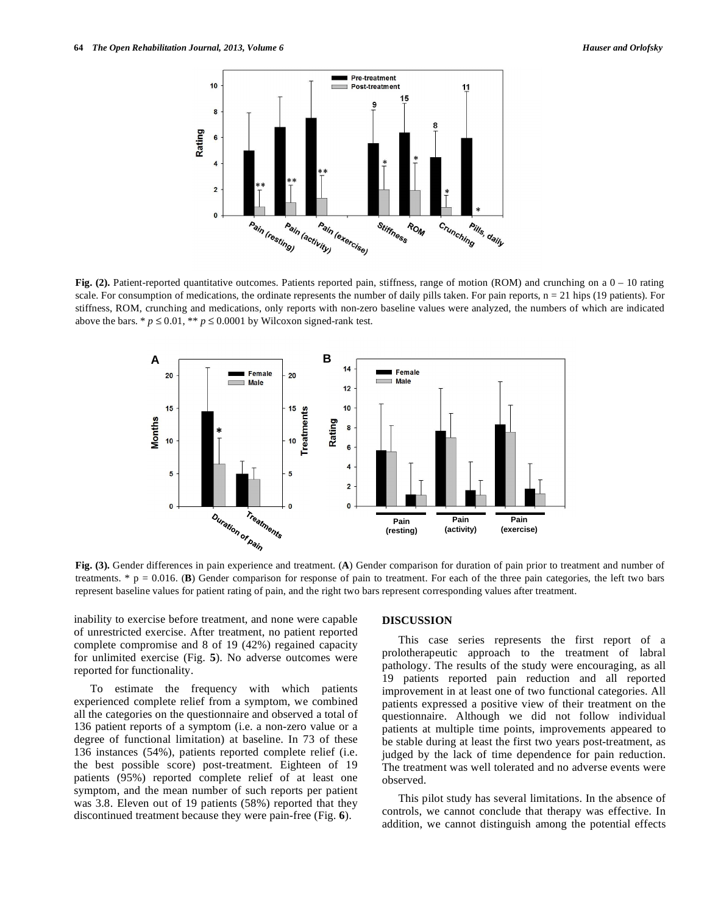**Fig. (2).** Patient-reported quantitative outcomes. Patients reported pain, stiffness, range of motion (ROM) and crunching on a 0 – 10 rating scale. For consumption of medications, the ordinate represents the number of daily pills taken. For pain reports, n = 21 hips (19 patients). For stiffness, ROM, crunching and medications, only reports with non-zero baseline values were analyzed, the numbers of which are indicated above the bars. * $p \leq 0.01$, ** $p \leq 0.0001$ by Wilcoxon signed-rank test.

**Fig. (3).** Gender differences in pain experience and treatment. (**A**) Gender comparison for duration of pain prior to treatment and number of treatments. * p = 0.016. (**B**) Gender comparison for response of pain to treatment. For each of the three pain categories, the left two bars represent baseline values for patient rating of pain, and the right two bars represent corresponding values after treatment.

inability to exercise before treatment, and none were capable of unrestricted exercise. After treatment, no patient reported complete compromise and 8 of 19 (42%) regained capacity for unlimited exercise (Fig. **5**). No adverse outcomes were reported for functionality.

To estimate the frequency with which patients experienced complete relief from a symptom, we combined all the categories on the questionnaire and observed a total of 136 patient reports of a symptom (i.e. a non-zero value or a degree of functional limitation) at baseline. In 73 of these 136 instances (54%), patients reported complete relief (i.e. the best possible score) post-treatment. Eighteen of 19 patients (95%) reported complete relief of at least one symptom, and the mean number of such reports per patient was 3.8. Eleven out of 19 patients (58%) reported that they discontinued treatment because they were pain-free (Fig. **6**).

## DISCUSSION

This case series represents the first report of a prolotherapeutic approach to the treatment of labral pathology. The results of the study were encouraging, as all 19 patients reported pain reduction and all reported improvement in at least one of two functional categories. All patients expressed a positive view of their treatment on the questionnaire. Although we did not follow individual patients at multiple time points, improvements appeared to be stable during at least the first two years post-treatment, as judged by the lack of time dependence for pain reduction. The treatment was well tolerated and no adverse events were observed.

This pilot study has several limitations. In the absence of controls, we cannot conclude that therapy was effective. In addition, we cannot distinguish among the potential effects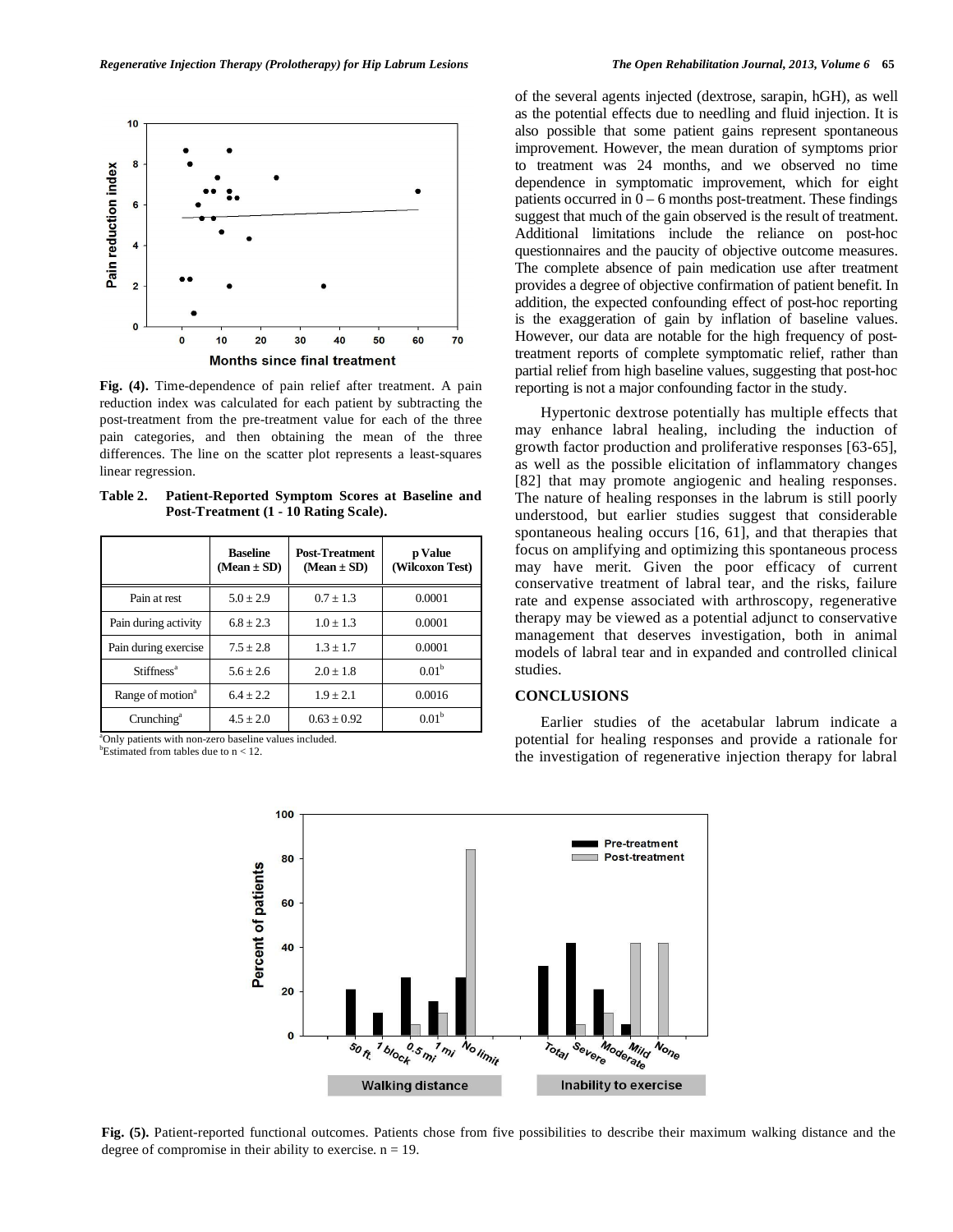Fig. (4). Time-dependence of pain relief after treatment. A pain reduction index was calculated for each patient by subtracting the post-treatment from the pre-treatment value for each of the three pain categories, and then obtaining the mean of the three differences. The line on the scatter plot represents a least-squares linear regression.

**Table 2. Patient-Reported Symptom Scores at Baseline and Post-Treatment (1 - 10 Rating Scale).**

| | Baseline (Mean ± SD) | Post-Treatment (Mean ± SD) | p Value (Wilcoxon Test) |
|---|---|---|---|
| Pain at rest | 5.0 ± 2.9 | 0.7 ± 1.3 | 0.0001 |
| Pain during activity | 6.8 ± 2.3 | 1.0 ± 1.3 | 0.0001 |
| Pain during exercise | 7.5 ± 2.8 | 1.3 ± 1.7 | 0.0001 |
| Stiffness[a] | 5.6 ± 2.6 | 2.0 ± 1.8 | 0.01[b] |
| Range of motion[a] | 6.4 ± 2.2 | 1.9 ± 2.1 | 0.0016 |
| Crunching[a] | 4.5 ± 2.0 | 0.63 ± 0.92 | 0.01[b] |

[a]Only patients with non-zero baseline values included.
[b]Estimated from tables due to n < 12.

of the several agents injected (dextrose, sarapin, hGH), as well as the potential effects due to needling and fluid injection. It is also possible that some patient gains represent spontaneous improvement. However, the mean duration of symptoms prior to treatment was 24 months, and we observed no time dependence in symptomatic improvement, which for eight patients occurred in 0 – 6 months post-treatment. These findings suggest that much of the gain observed is the result of treatment. Additional limitations include the reliance on post-hoc questionnaires and the paucity of objective outcome measures. The complete absence of pain medication use after treatment provides a degree of objective confirmation of patient benefit. In addition, the expected confounding effect of post-hoc reporting is the exaggeration of gain by inflation of baseline values. However, our data are notable for the high frequency of post-treatment reports of complete symptomatic relief, rather than partial relief from high baseline values, suggesting that post-hoc reporting is not a major confounding factor in the study.

Hypertonic dextrose potentially has multiple effects that may enhance labral healing, including the induction of growth factor production and proliferative responses [63-65], as well as the possible elicitation of inflammatory changes [82] that may promote angiogenic and healing responses. The nature of healing responses in the labrum is still poorly understood, but earlier studies suggest that considerable spontaneous healing occurs [16, 61], and that therapies that focus on amplifying and optimizing this spontaneous process may have merit. Given the poor efficacy of current conservative treatment of labral tear, and the risks, failure rate and expense associated with arthroscopy, regenerative therapy may be viewed as a potential adjunct to conservative management that deserves investigation, both in animal models of labral tear and in expanded and controlled clinical studies.

## CONCLUSIONS

Earlier studies of the acetabular labrum indicate a potential for healing responses and provide a rationale for the investigation of regenerative injection therapy for labral

Fig. (5). Patient-reported functional outcomes. Patients chose from five possibilities to describe their maximum walking distance and the degree of compromise in their ability to exercise. n = 19.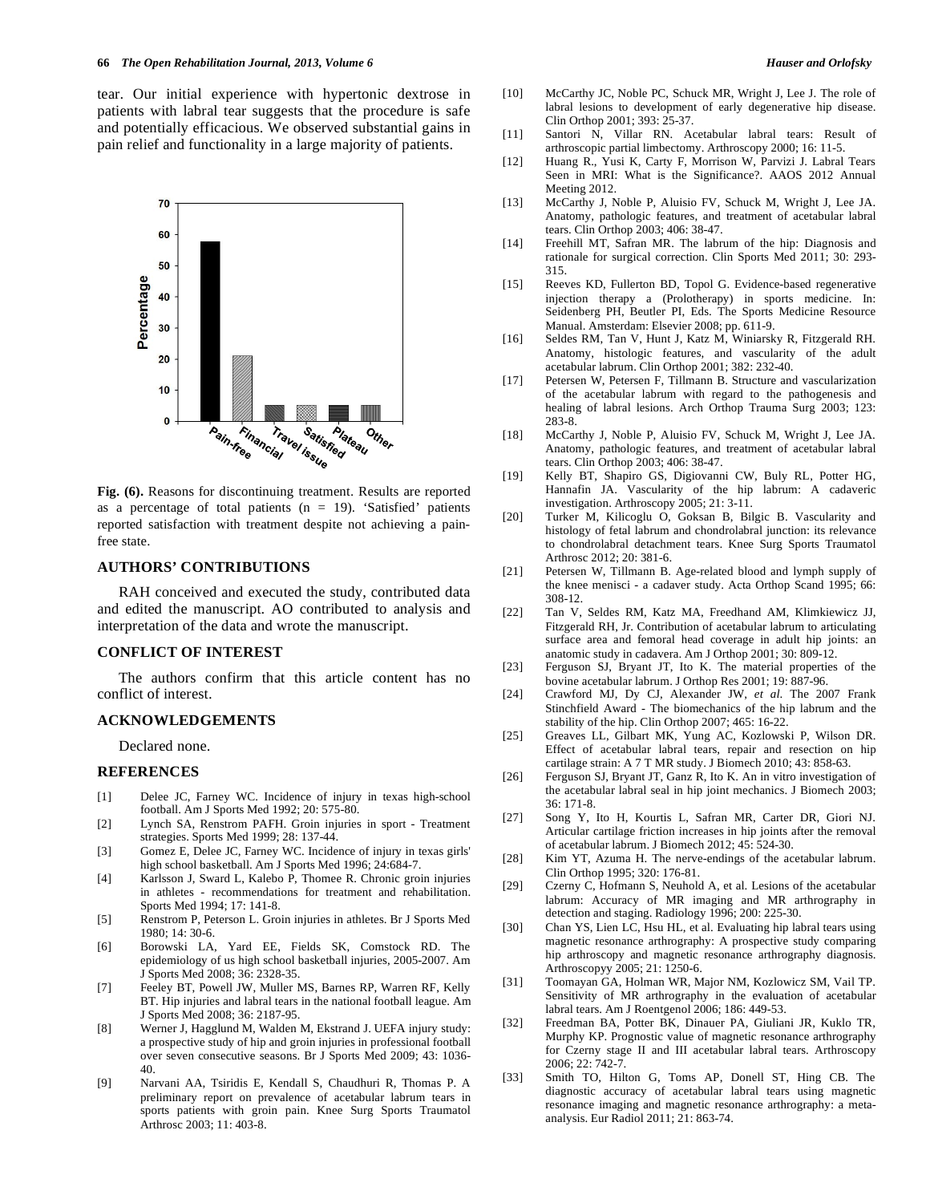tear. Our initial experience with hypertonic dextrose in patients with labral tear suggests that the procedure is safe and potentially efficacious. We observed substantial gains in pain relief and functionality in a large majority of patients.

**Fig. (6).** Reasons for discontinuing treatment. Results are reported as a percentage of total patients (n = 19). 'Satisfied' patients reported satisfaction with treatment despite not achieving a pain-free state.

## AUTHORS' CONTRIBUTIONS

RAH conceived and executed the study, contributed data and edited the manuscript. AO contributed to analysis and interpretation of the data and wrote the manuscript.

## CONFLICT OF INTEREST

The authors confirm that this article content has no conflict of interest.

## ACKNOWLEDGEMENTS

Declared none.

## REFERENCES

[1] Delee JC, Farney WC. Incidence of injury in texas high-school football. Am J Sports Med 1992; 20: 575-80.

[2] Lynch SA, Renstrom PAFH. Groin injuries in sport - Treatment strategies. Sports Med 1999; 28: 137-44.

[3] Gomez E, Delee JC, Farney WC. Incidence of injury in texas girls' high school basketball. Am J Sports Med 1996; 24:684-7.

[4] Karlsson J, Sward L, Kalebo P, Thomee R. Chronic groin injuries in athletes - recommendations for treatment and rehabilitation. Sports Med 1994; 17: 141-8.

[5] Renstrom P, Peterson L. Groin injuries in athletes. Br J Sports Med 1980; 14: 30-6.

[6] Borowski LA, Yard EE, Fields SK, Comstock RD. The epidemiology of us high school basketball injuries, 2005-2007. Am J Sports Med 2008; 36: 2328-35.

[7] Feeley BT, Powell JW, Muller MS, Barnes RP, Warren RF, Kelly BT. Hip injuries and labral tears in the national football league. Am J Sports Med 2008; 36: 2187-95.

[8] Werner J, Hagglund M, Walden M, Ekstrand J. UEFA injury study: a prospective study of hip and groin injuries in professional football over seven consecutive seasons. Br J Sports Med 2009; 43: 1036-40.

[9] Narvani AA, Tsiridis E, Kendall S, Chaudhuri R, Thomas P. A preliminary report on prevalence of acetabular labrum tears in sports patients with groin pain. Knee Surg Sports Traumatol Arthrosc 2003; 11: 403-8.

[10] McCarthy JC, Noble PC, Schuck MR, Wright J, Lee J. The role of labral lesions to development of early degenerative hip disease. Clin Orthop 2001; 393: 25-37.

[11] Santori N, Villar RN. Acetabular labral tears: Result of arthroscopic partial limbectomy. Arthroscopy 2000; 16: 11-5.

[12] Huang R., Yusi K, Carty F, Morrison W, Parvizi J. Labral Tears Seen in MRI: What is the Significance?. AAOS 2012 Annual Meeting 2012.

[13] McCarthy J, Noble P, Aluisio FV, Schuck M, Wright J, Lee JA. Anatomy, pathologic features, and treatment of acetabular labral tears. Clin Orthop 2003; 406: 38-47.

[14] Freehill MT, Safran MR. The labrum of the hip: Diagnosis and rationale for surgical correction. Clin Sports Med 2011; 30: 293-315.

[15] Reeves KD, Fullerton BD, Topol G. Evidence-based regenerative injection therapy a (Prolotherapy) in sports medicine. In: Seidenberg PH, Beutler PI, Eds. The Sports Medicine Resource Manual. Amsterdam: Elsevier 2008; pp. 611-9.

[16] Seldes RM, Tan V, Hunt J, Katz M, Winiarsky R, Fitzgerald RH. Anatomy, histologic features, and vascularity of the adult acetabular labrum. Clin Orthop 2001; 382: 232-40.

[17] Petersen W, Petersen F, Tillmann B. Structure and vascularization of the acetabular labrum with regard to the pathogenesis and healing of labral lesions. Arch Orthop Trauma Surg 2003; 123: 283-8.

[18] McCarthy J, Noble P, Aluisio FV, Schuck M, Wright J, Lee JA. Anatomy, pathologic features, and treatment of acetabular labral tears. Clin Orthop 2003; 406: 38-47.

[19] Kelly BT, Shapiro GS, Digiovanni CW, Buly RL, Potter HG, Hannafin JA. Vascularity of the hip labrum: A cadaveric investigation. Arthroscopy 2005; 21: 3-11.

[20] Turker M, Kilicoglu O, Goksan B, Bilgic B. Vascularity and histology of fetal labrum and chondrolabral junction: its relevance to chondrolabral detachment tears. Knee Surg Sports Traumatol Arthrosc 2012; 20: 381-6.

[21] Petersen W, Tillmann B. Age-related blood and lymph supply of the knee menisci - a cadaver study. Acta Orthop Scand 1995; 66: 308-12.

[22] Tan V, Seldes RM, Katz MA, Freedhand AM, Klimkiewicz JJ, Fitzgerald RH, Jr. Contribution of acetabular labrum to articulating surface area and femoral head coverage in adult hip joints: an anatomic study in cadavera. Am J Orthop 2001; 30: 809-12.

[23] Ferguson SJ, Bryant JT, Ito K. The material properties of the bovine acetabular labrum. J Orthop Res 2001; 19: 887-96.

[24] Crawford MJ, Dy CJ, Alexander JW, *et al.* The 2007 Frank Stinchfield Award - The biomechanics of the hip labrum and the stability of the hip. Clin Orthop 2007; 465: 16-22.

[25] Greaves LL, Gilbart MK, Yung AC, Kozlowski P, Wilson DR. Effect of acetabular labral tears, repair and resection on hip cartilage strain: A 7 T MR study. J Biomech 2010; 43: 858-63.

[26] Ferguson SJ, Bryant JT, Ganz R, Ito K. An in vitro investigation of the acetabular labral seal in hip joint mechanics. J Biomech 2003; 36: 171-8.

[27] Song Y, Ito H, Kourtis L, Safran MR, Carter DR, Giori NJ. Articular cartilage friction increases in hip joints after the removal of acetabular labrum. J Biomech 2012; 45: 524-30.

[28] Kim YT, Azuma H. The nerve-endings of the acetabular labrum. Clin Orthop 1995; 320: 176-81.

[29] Czerny C, Hofmann S, Neuhold A, et al. Lesions of the acetabular labrum: Accuracy of MR imaging and MR arthrography in detection and staging. Radiology 1996; 200: 225-30.

[30] Chan YS, Lien LC, Hsu HL, et al. Evaluating hip labral tears using magnetic resonance arthrography: A prospective study comparing hip arthroscopy and magnetic resonance arthrography diagnosis. Arthroscopy 2005; 21: 1250-6.

[31] Toomayan GA, Holman WR, Major NM, Kozlowicz SM, Vail TP. Sensitivity of MR arthrography in the evaluation of acetabular labral tears. Am J Roentgenol 2006; 186: 449-53.

[32] Freedman BA, Potter BK, Dinauer PA, Giuliani JR, Kuklo TR, Murphy KP. Prognostic value of magnetic resonance arthrography for Czerny stage II and III acetabular labral tears. Arthroscopy 2006; 22: 742-7.

[33] Smith TO, Hilton G, Toms AP, Donell ST, Hing CB. The diagnostic accuracy of acetabular labral tears using magnetic resonance imaging and magnetic resonance arthrography: a meta-analysis. Eur Radiol 2011; 21: 863-74.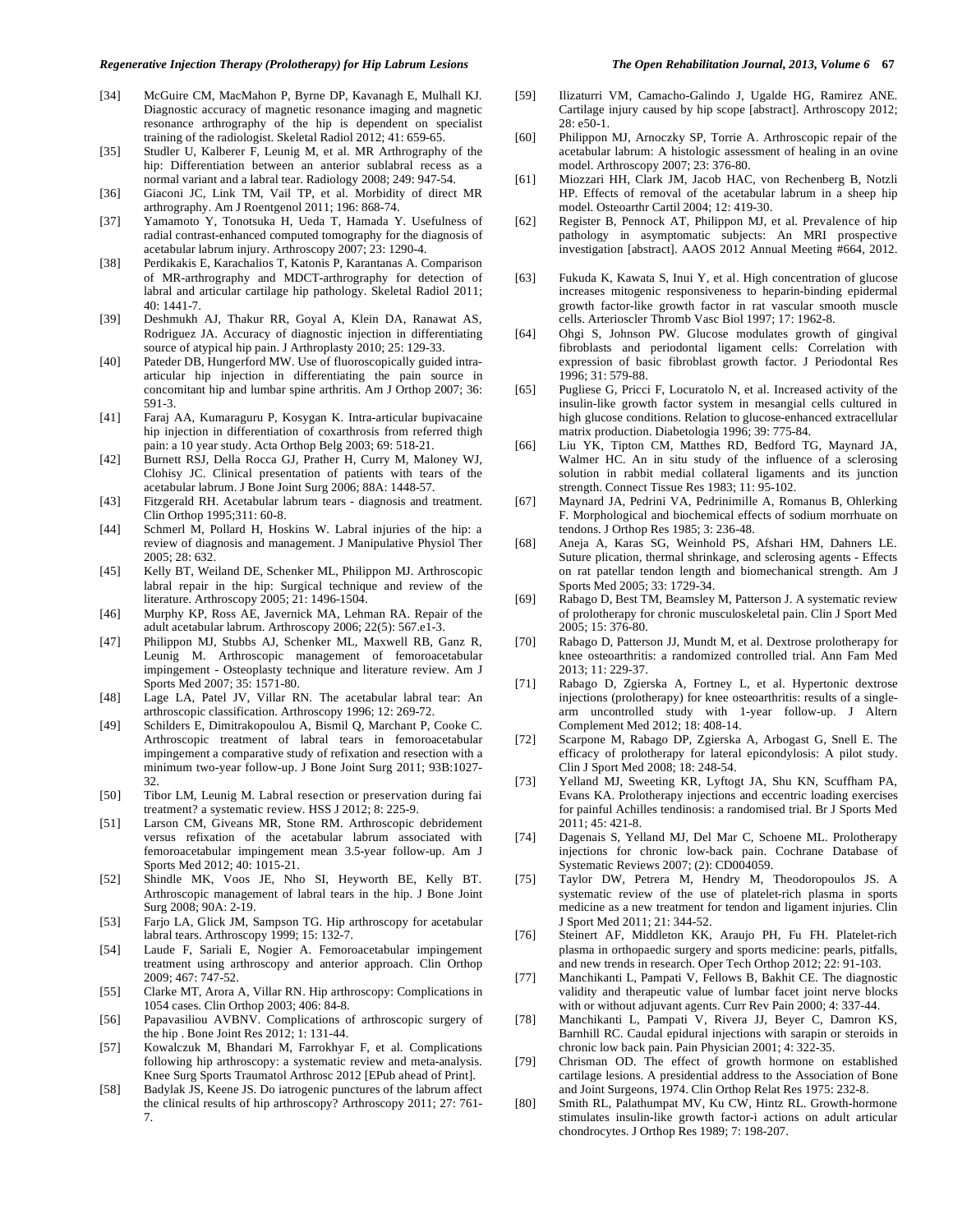[34] McGuire CM, MacMahon P, Byrne DP, Kavanagh E, Mulhall KJ. Diagnostic accuracy of magnetic resonance imaging and magnetic resonance arthrography of the hip is dependent on specialist training of the radiologist. Skeletal Radiol 2012; 41: 659-65.

[35] Studler U, Kalberer F, Leunig M, et al. MR Arthrography of the hip: Differentiation between an anterior sublabral recess as a normal variant and a labral tear. Radiology 2008; 249: 947-54.

[36] Giaconi JC, Link TM, Vail TP, et al. Morbidity of direct MR arthrography. Am J Roentgenol 2011; 196: 868-74.

[37] Yamamoto Y, Tonotsuka H, Ueda T, Hamada Y. Usefulness of radial contrast-enhanced computed tomography for the diagnosis of acetabular labrum injury. Arthroscopy 2007; 23: 1290-4.

[38] Perdikakis E, Karachalios T, Katonis P, Karantanas A. Comparison of MR-arthrography and MDCT-arthrography for detection of labral and articular cartilage hip pathology. Skeletal Radiol 2011; 40: 1441-7.

[39] Deshmukh AJ, Thakur RR, Goyal A, Klein DA, Ranawat AS, Rodriguez JA. Accuracy of diagnostic injection in differentiating source of atypical hip pain. J Arthroplasty 2010; 25: 129-33.

[40] Pateder DB, Hungerford MW. Use of fluoroscopically guided intra-articular hip injection in differentiating the pain source in concomitant hip and lumbar spine arthritis. Am J Orthop 2007; 36: 591-3.

[41] Faraj AA, Kumaraguru P, Kosygan K. Intra-articular bupivacaine hip injection in differentiation of coxarthrosis from referred thigh pain: a 10 year study. Acta Orthop Belg 2003; 69: 518-21.

[42] Burnett RSJ, Della Rocca GJ, Prather H, Curry M, Maloney WJ, Clohisy JC. Clinical presentation of patients with tears of the acetabular labrum. J Bone Joint Surg 2006; 88A: 1448-57.

[43] Fitzgerald RH. Acetabular labrum tears - diagnosis and treatment. Clin Orthop 1995;311: 60-8.

[44] Schmerl M, Pollard H, Hoskins W. Labral injuries of the hip: a review of diagnosis and management. J Manipulative Physiol Ther 2005; 28: 632.

[45] Kelly BT, Weiland DE, Schenker ML, Philippon MJ. Arthroscopic labral repair in the hip: Surgical technique and review of the literature. Arthroscopy 2005; 21: 1496-1504.

[46] Murphy KP, Ross AE, Javernick MA, Lehman RA. Repair of the adult acetabular labrum. Arthroscopy 2006; 22(5): 567.e1-3.

[47] Philippon MJ, Stubbs AJ, Schenker ML, Maxwell RB, Ganz R, Leunig M. Arthroscopic management of femoroacetabular impingement - Osteoplasty technique and literature review. Am J Sports Med 2007; 35: 1571-80.

[48] Lage LA, Patel JV, Villar RN. The acetabular labral tear: An arthroscopic classification. Arthroscopy 1996; 12: 269-72.

[49] Schilders E, Dimitrakopoulou A, Bismil Q, Marchant P, Cooke C. Arthroscopic treatment of labral tears in femoroacetabular impingement a comparative study of refixation and resection with a minimum two-year follow-up. J Bone Joint Surg 2011; 93B:1027-32.

[50] Tibor LM, Leunig M. Labral resection or preservation during fai treatment? a systematic review. HSS J 2012; 8: 225-9.

[51] Larson CM, Giveans MR, Stone RM. Arthroscopic debridement versus refixation of the acetabular labrum associated with femoroacetabular impingement mean 3.5-year follow-up. Am J Sports Med 2012; 40: 1015-21.

[52] Shindle MK, Voos JE, Nho SI, Heyworth BE, Kelly BT. Arthroscopic management of labral tears in the hip. J Bone Joint Surg 2008; 90A: 2-19.

[53] Farjo LA, Glick JM, Sampson TG. Hip arthroscopy for acetabular labral tears. Arthroscopy 1999; 15: 132-7.

[54] Laude F, Sariali E, Nogier A. Femoroacetabular impingement treatment using arthroscopy and anterior approach. Clin Orthop 2009; 467: 747-52.

[55] Clarke MT, Arora A, Villar RN. Hip arthroscopy: Complications in 1054 cases. Clin Orthop 2003; 406: 84-8.

[56] Papavasiliou AVBNV. Complications of arthroscopic surgery of the hip . Bone Joint Res 2012; 1: 131-44.

[57] Kowalczuk M, Bhandari M, Farrokhyar F, et al. Complications following hip arthroscopy: a systematic review and meta-analysis. Knee Surg Sports Traumatol Arthrosc 2012 [EPub ahead of Print].

[58] Badylak JS, Keene JS. Do iatrogenic punctures of the labrum affect the clinical results of hip arthroscopy? Arthroscopy 2011; 27: 761-7.

[59] Ilizaturri VM, Camacho-Galindo J, Ugalde HG, Ramirez ANE. Cartilage injury caused by hip scope [abstract]. Arthroscopy 2012; 28: e50-1.

[60] Philippon MJ, Arnoczky SP, Torrie A. Arthroscopic repair of the acetabular labrum: A histologic assessment of healing in an ovine model. Arthroscopy 2007; 23: 376-80.

[61] Miozzari HH, Clark JM, Jacob HAC, von Rechenberg B, Notzli HP. Effects of removal of the acetabular labrum in a sheep hip model. Osteoarthr Cartil 2004; 12: 419-30.

[62] Register B, Pennock AT, Philippon MJ, et al. Prevalence of hip pathology in asymptomatic subjects: An MRI prospective investigation [abstract]. AAOS 2012 Annual Meeting #664, 2012.

[63] Fukuda K, Kawata S, Inui Y, et al. High concentration of glucose increases mitogenic responsiveness to heparin-binding epidermal growth factor-like growth factor in rat vascular smooth muscle cells. Arterioscler Thromb Vasc Biol 1997; 17: 1962-8.

[64] Ohgi S, Johnson PW. Glucose modulates growth of gingival fibroblasts and periodontal ligament cells: Correlation with expression of basic fibroblast growth factor. J Periodontal Res 1996; 31: 579-88.

[65] Pugliese G, Pricci F, Locuratolo N, et al. Increased activity of the insulin-like growth factor system in mesangial cells cultured in high glucose conditions. Relation to glucose-enhanced extracellular matrix production. Diabetologia 1996; 39: 775-84.

[66] Liu YK, Tipton CM, Matthes RD, Bedford TG, Maynard JA, Walmer HC. An in situ study of the influence of a sclerosing solution in rabbit medial collateral ligaments and its junction strength. Connect Tissue Res 1983; 11: 95-102.

[67] Maynard JA, Pedrini VA, Pedrinimille A, Romanus B, Ohlerking F. Morphological and biochemical effects of sodium morrhuate on tendons. J Orthop Res 1985; 3: 236-48.

[68] Aneja A, Karas SG, Weinhold PS, Afshari HM, Dahners LE. Suture plication, thermal shrinkage, and sclerosing agents - Effects on rat patellar tendon length and biomechanical strength. Am J Sports Med 2005; 33: 1729-34.

[69] Rabago D, Best TM, Beamsley M, Patterson J. A systematic review of prolotherapy for chronic musculoskeletal pain. Clin J Sport Med 2005; 15: 376-80.

[70] Rabago D, Patterson JJ, Mundt M, et al. Dextrose prolotherapy for knee osteoarthritis: a randomized controlled trial. Ann Fam Med 2013; 11: 229-37.

[71] Rabago D, Zgierska A, Fortney L, et al. Hypertonic dextrose injections (prolotherapy) for knee osteoarthritis: results of a single-arm uncontrolled study with 1-year follow-up. J Altern Complement Med 2012; 18: 408-14.

[72] Scarpone M, Rabago DP, Zgierska A, Arbogast G, Snell E. The efficacy of prolotherapy for lateral epicondylosis: A pilot study. Clin J Sport Med 2008; 18: 248-54.

[73] Yelland MJ, Sweeting KR, Lyftogt JA, Shu KN, Scuffham PA, Evans KA. Prolotherapy injections and eccentric loading exercises for painful Achilles tendinosis: a randomised trial. Br J Sports Med 2011; 45: 421-8.

[74] Dagenais S, Yelland MJ, Del Mar C, Schoene ML. Prolotherapy injections for chronic low-back pain. Cochrane Database of Systematic Reviews 2007; (2): CD004059.

[75] Taylor DW, Petrera M, Hendry M, Theodoropoulos JS. A systematic review of the use of platelet-rich plasma in sports medicine as a new treatment for tendon and ligament injuries. Clin J Sport Med 2011; 21: 344-52.

[76] Steinert AF, Middleton KK, Araujo PH, Fu FH. Platelet-rich plasma in orthopaedic surgery and sports medicine: pearls, pitfalls, and new trends in research. Oper Tech Orthop 2012; 22: 91-103.

[77] Manchikanti L, Pampati V, Fellows B, Bakhit CE. The diagnostic validity and therapeutic value of lumbar facet joint nerve blocks with or without adjuvant agents. Curr Rev Pain 2000; 4: 337-44.

[78] Manchikanti L, Pampati V, Rivera JJ, Beyer C, Damron KS, Barnhill RC. Caudal epidural injections with sarapin or steroids in chronic low back pain. Pain Physician 2001; 4: 322-35.

[79] Chrisman OD. The effect of growth hormone on established cartilage lesions. A presidential address to the Association of Bone and Joint Surgeons, 1974. Clin Orthop Relat Res 1975: 232-8.

[80] Smith RL, Palathumpat MV, Ku CW, Hintz RL. Growth-hormone stimulates insulin-like growth factor-i actions on adult articular chondrocytes. J Orthop Res 1989; 7: 198-207.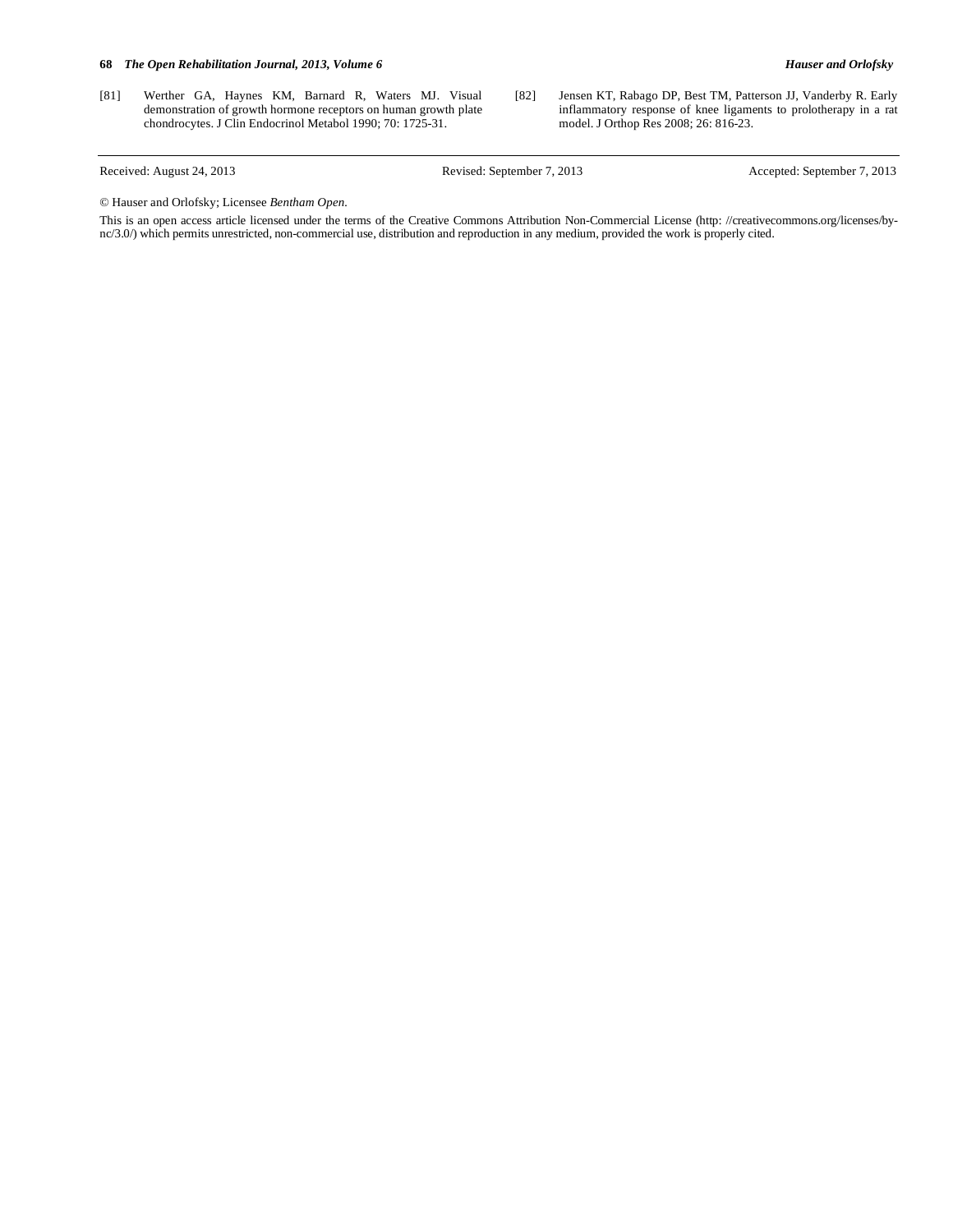[81] Werther GA, Haynes KM, Barnard R, Waters MJ. Visual demonstration of growth hormone receptors on human growth plate chondrocytes. J Clin Endocrinol Metabol 1990; 70: 1725-31.

[82] Jensen KT, Rabago DP, Best TM, Patterson JJ, Vanderby R. Early inflammatory response of knee ligaments to prolotherapy in a rat model. J Orthop Res 2008; 26: 816-23.

---

Received: August 24, 2013 Revised: September 7, 2013 Accepted: September 7, 2013

© Hauser and Orlofsky; Licensee *Bentham Open*.

This is an open access article licensed under the terms of the Creative Commons Attribution Non-Commercial License (http: //creativecommons.org/licenses/by-nc/3.0/) which permits unrestricted, non-commercial use, distribution and reproduction in any medium, provided the work is properly cited.